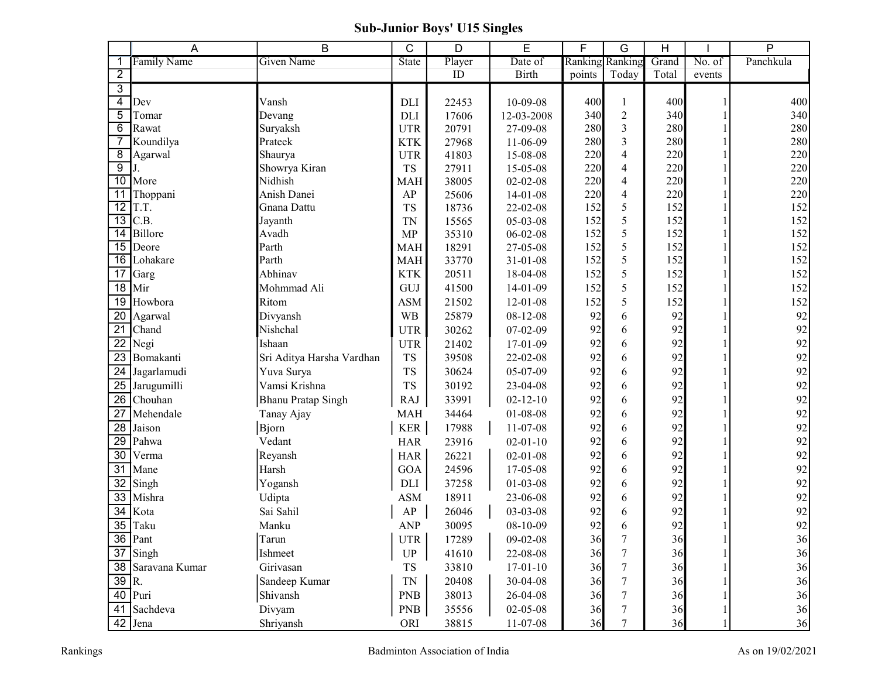# Sub-Junior Boys' U15 Singles

| | A | B | C | D | E | F | G | H | I | P |
|---|---|---|---|---|---|---|---|---|---|---|
| 1 | Family Name | Given Name | State | Player | Date of | Ranking | Ranking | Grand | No. of | Panchkula |
| 2 | | | | ID | Birth | points | Today | Total | events | |
| 3 | | | | | | | | | | |
| 4 | Dev | Vansh | DLI | 22453 | 10-09-08 | 400 | 1 | 400 | 1 | 400 |
| 5 | Tomar | Devang | DLI | 17606 | 12-03-2008 | 340 | 2 | 340 | 1 | 340 |
| 6 | Rawat | Suryaksh | UTR | 20791 | 27-09-08 | 280 | 3 | 280 | 1 | 280 |
| 7 | Koundilya | Prateek | KTK | 27968 | 11-06-09 | 280 | 3 | 280 | 1 | 280 |
| 8 | Agarwal | Shaurya | UTR | 41803 | 15-08-08 | 220 | 4 | 220 | 1 | 220 |
| 9 | J. | Showrya Kiran | TS | 27911 | 15-05-08 | 220 | 4 | 220 | 1 | 220 |
| 10 | More | Nidhish | MAH | 38005 | 02-02-08 | 220 | 4 | 220 | 1 | 220 |
| 11 | Thoppani | Anish Danei | AP | 25606 | 14-01-08 | 220 | 4 | 220 | 1 | 220 |
| 12 | T.T. | Gnana Dattu | TS | 18736 | 22-02-08 | 152 | 5 | 152 | 1 | 152 |
| 13 | C.B. | Jayanth | TN | 15565 | 05-03-08 | 152 | 5 | 152 | 1 | 152 |
| 14 | Billore | Avadh | MP | 35310 | 06-02-08 | 152 | 5 | 152 | 1 | 152 |
| 15 | Deore | Parth | MAH | 18291 | 27-05-08 | 152 | 5 | 152 | 1 | 152 |
| 16 | Lohakare | Parth | MAH | 33770 | 31-01-08 | 152 | 5 | 152 | 1 | 152 |
| 17 | Garg | Abhinav | KTK | 20511 | 18-04-08 | 152 | 5 | 152 | 1 | 152 |
| 18 | Mir | Mohmmad Ali | GUJ | 41500 | 14-01-09 | 152 | 5 | 152 | 1 | 152 |
| 19 | Howbora | Ritom | ASM | 21502 | 12-01-08 | 152 | 5 | 152 | 1 | 152 |
| 20 | Agarwal | Divyansh | WB | 25879 | 08-12-08 | 92 | 6 | 92 | 1 | 92 |
| 21 | Chand | Nishchal | UTR | 30262 | 07-02-09 | 92 | 6 | 92 | 1 | 92 |
| 22 | Negi | Ishaan | UTR | 21402 | 17-01-09 | 92 | 6 | 92 | 1 | 92 |
| 23 | Bomakanti | Sri Aditya Harsha Vardhan | TS | 39508 | 22-02-08 | 92 | 6 | 92 | 1 | 92 |
| 24 | Jagarlamudi | Yuva Surya | TS | 30624 | 05-07-09 | 92 | 6 | 92 | 1 | 92 |
| 25 | Jarugumilli | Vamsi Krishna | TS | 30192 | 23-04-08 | 92 | 6 | 92 | 1 | 92 |
| 26 | Chouhan | Bhanu Pratap Singh | RAJ | 33991 | 02-12-10 | 92 | 6 | 92 | 1 | 92 |
| 27 | Mehendale | Tanay Ajay | MAH | 34464 | 01-08-08 | 92 | 6 | 92 | 1 | 92 |
| 28 | Jaison | Bjorn | KER | 17988 | 11-07-08 | 92 | 6 | 92 | 1 | 92 |
| 29 | Pahwa | Vedant | HAR | 23916 | 02-01-10 | 92 | 6 | 92 | 1 | 92 |
| 30 | Verma | Reyansh | HAR | 26221 | 02-01-08 | 92 | 6 | 92 | 1 | 92 |
| 31 | Mane | Harsh | GOA | 24596 | 17-05-08 | 92 | 6 | 92 | 1 | 92 |
| 32 | Singh | Yogansh | DLI | 37258 | 01-03-08 | 92 | 6 | 92 | 1 | 92 |
| 33 | Mishra | Udipta | ASM | 18911 | 23-06-08 | 92 | 6 | 92 | 1 | 92 |
| 34 | Kota | Sai Sahil | AP | 26046 | 03-03-08 | 92 | 6 | 92 | 1 | 92 |
| 35 | Taku | Manku | ANP | 30095 | 08-10-09 | 92 | 6 | 92 | 1 | 92 |
| 36 | Pant | Tarun | UTR | 17289 | 09-02-08 | 36 | 7 | 36 | 1 | 36 |
| 37 | Singh | Ishmeet | UP | 41610 | 22-08-08 | 36 | 7 | 36 | 1 | 36 |
| 38 | Saravana Kumar | Girivasan | TS | 33810 | 17-01-10 | 36 | 7 | 36 | 1 | 36 |
| 39 | R. | Sandeep Kumar | TN | 20408 | 30-04-08 | 36 | 7 | 36 | 1 | 36 |
| 40 | Puri | Shivansh | PNB | 38013 | 26-04-08 | 36 | 7 | 36 | 1 | 36 |
| 41 | Sachdeva | Divyam | PNB | 35556 | 02-05-08 | 36 | 7 | 36 | 1 | 36 |
| 42 | Jena | Shriyansh | ORI | 38815 | 11-07-08 | 36 | 7 | 36 | 1 | 36 |

Rankings | Badminton Association of India | As on 19/02/2021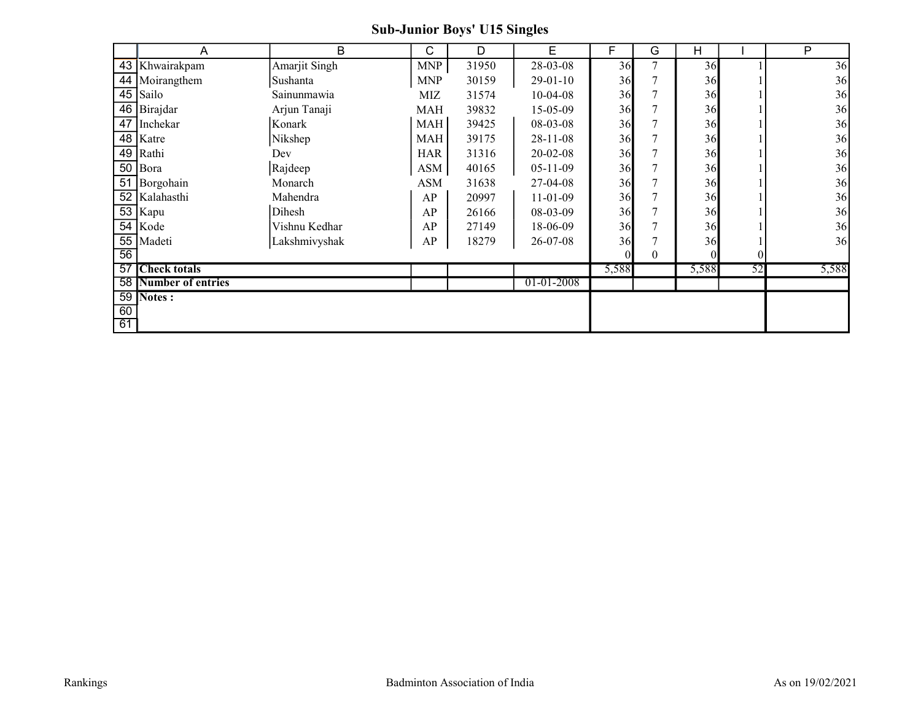## Sub-Junior Boys' U15 Singles

| | A | B | C | D | E | F | G | H | I | P |
|---|---|---|---|---|---|---|---|---|---|---|
| 43 | Khwairakpam | Amarjit Singh | MNP | 31950 | 28-03-08 | 36 | 7 | 36 | 1 | 36 |
| 44 | Moirangthem | Sushanta | MNP | 30159 | 29-01-10 | 36 | 7 | 36 | 1 | 36 |
| 45 | Sailo | Sainunmawia | MIZ | 31574 | 10-04-08 | 36 | 7 | 36 | 1 | 36 |
| 46 | Birajdar | Arjun Tanaji | MAH | 39832 | 15-05-09 | 36 | 7 | 36 | 1 | 36 |
| 47 | Inchekar | Konark | MAH | 39425 | 08-03-08 | 36 | 7 | 36 | 1 | 36 |
| 48 | Katre | Nikshep | MAH | 39175 | 28-11-08 | 36 | 7 | 36 | 1 | 36 |
| 49 | Rathi | Dev | HAR | 31316 | 20-02-08 | 36 | 7 | 36 | 1 | 36 |
| 50 | Bora | Rajdeep | ASM | 40165 | 05-11-09 | 36 | 7 | 36 | 1 | 36 |
| 51 | Borgohain | Monarch | ASM | 31638 | 27-04-08 | 36 | 7 | 36 | 1 | 36 |
| 52 | Kalahasthi | Mahendra | AP | 20997 | 11-01-09 | 36 | 7 | 36 | 1 | 36 |
| 53 | Kapu | Dihesh | AP | 26166 | 08-03-09 | 36 | 7 | 36 | 1 | 36 |
| 54 | Kode | Vishnu Kedhar | AP | 27149 | 18-06-09 | 36 | 7 | 36 | 1 | 36 |
| 55 | Madeti | Lakshmivyshak | AP | 18279 | 26-07-08 | 36 | 7 | 36 | 1 | 36 |
| 56 | | | | | | 0 | 0 | 0 | 0 | |
| 57 | **Check totals** | | | | | 5,588 | | 5,588 | 52 | 5,588 |
| 58 | **Number of entries** | | | | 01-01-2008 | | | | | |
| 59 | **Notes :** | | | | | | | | | |
| 60 | | | | | | | | | | |
| 61 | | | | | | | | | | |